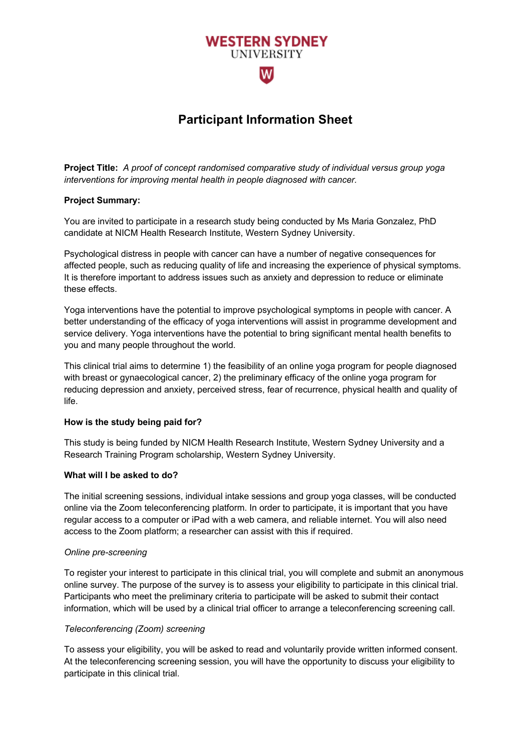WESTERN SYDNEY UNIVERSITY

# Participant Information Sheet

**Project Title:** *A proof of concept randomised comparative study of individual versus group yoga interventions for improving mental health in people diagnosed with cancer.*

**Project Summary:**

You are invited to participate in a research study being conducted by Ms Maria Gonzalez, PhD candidate at NICM Health Research Institute, Western Sydney University.

Psychological distress in people with cancer can have a number of negative consequences for affected people, such as reducing quality of life and increasing the experience of physical symptoms. It is therefore important to address issues such as anxiety and depression to reduce or eliminate these effects.

Yoga interventions have the potential to improve psychological symptoms in people with cancer. A better understanding of the efficacy of yoga interventions will assist in programme development and service delivery. Yoga interventions have the potential to bring significant mental health benefits to you and many people throughout the world.

This clinical trial aims to determine 1) the feasibility of an online yoga program for people diagnosed with breast or gynaecological cancer, 2) the preliminary efficacy of the online yoga program for reducing depression and anxiety, perceived stress, fear of recurrence, physical health and quality of life.

**How is the study being paid for?**

This study is being funded by NICM Health Research Institute, Western Sydney University and a Research Training Program scholarship, Western Sydney University.

**What will I be asked to do?**

The initial screening sessions, individual intake sessions and group yoga classes, will be conducted online via the Zoom teleconferencing platform. In order to participate, it is important that you have regular access to a computer or iPad with a web camera, and reliable internet. You will also need access to the Zoom platform; a researcher can assist with this if required.

*Online pre-screening*

To register your interest to participate in this clinical trial, you will complete and submit an anonymous online survey. The purpose of the survey is to assess your eligibility to participate in this clinical trial. Participants who meet the preliminary criteria to participate will be asked to submit their contact information, which will be used by a clinical trial officer to arrange a teleconferencing screening call.

*Teleconferencing (Zoom) screening*

To assess your eligibility, you will be asked to read and voluntarily provide written informed consent. At the teleconferencing screening session, you will have the opportunity to discuss your eligibility to participate in this clinical trial.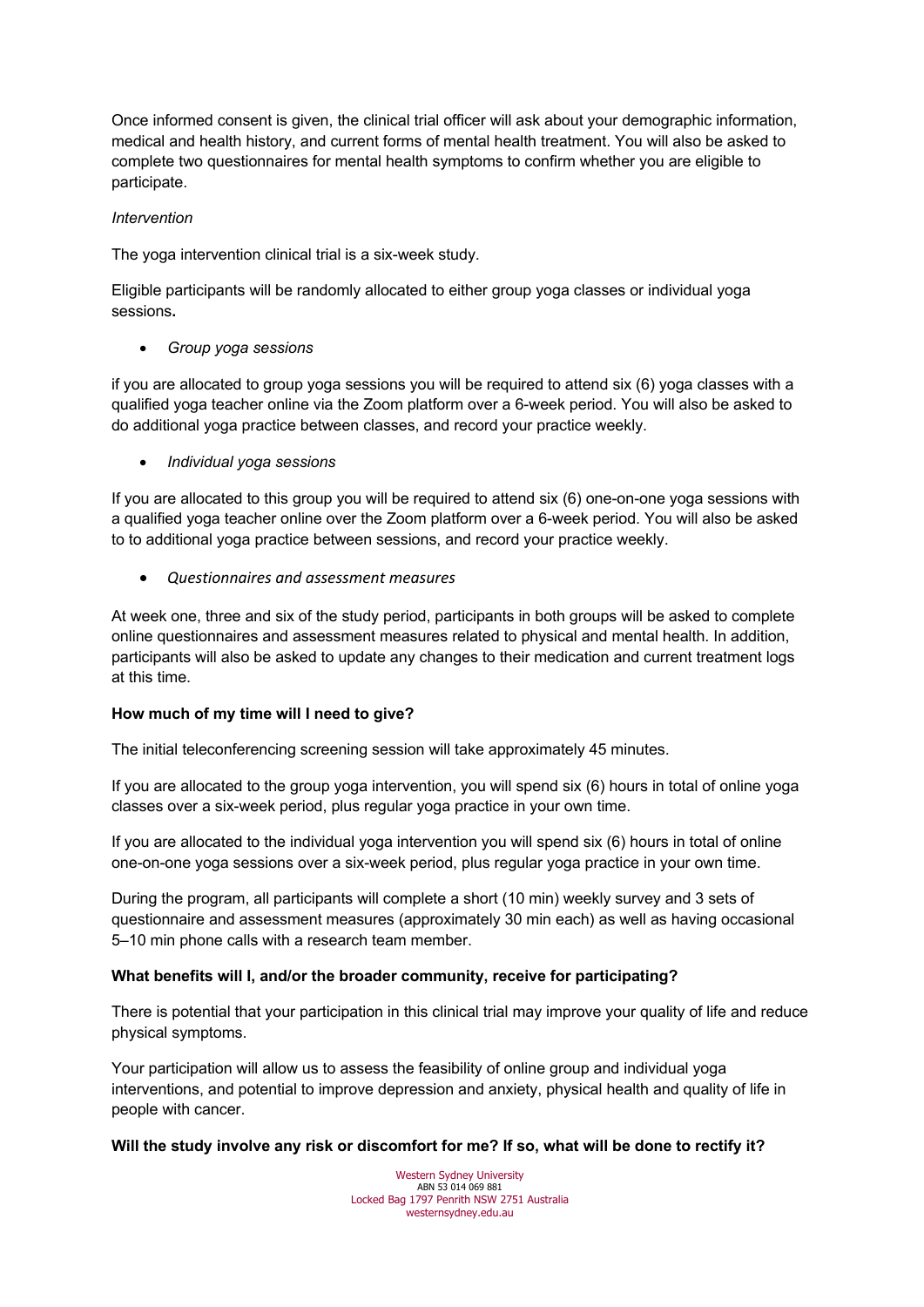Once informed consent is given, the clinical trial officer will ask about your demographic information, medical and health history, and current forms of mental health treatment. You will also be asked to complete two questionnaires for mental health symptoms to confirm whether you are eligible to participate.

*Intervention*

The yoga intervention clinical trial is a six-week study.

Eligible participants will be randomly allocated to either group yoga classes or individual yoga sessions**.**

- *Group yoga sessions*

if you are allocated to group yoga sessions you will be required to attend six (6) yoga classes with a qualified yoga teacher online via the Zoom platform over a 6-week period. You will also be asked to do additional yoga practice between classes, and record your practice weekly.

- *Individual yoga sessions*

If you are allocated to this group you will be required to attend six (6) one-on-one yoga sessions with a qualified yoga teacher online over the Zoom platform over a 6-week period. You will also be asked to to additional yoga practice between sessions, and record your practice weekly.

- *Questionnaires and assessment measures*

At week one, three and six of the study period, participants in both groups will be asked to complete online questionnaires and assessment measures related to physical and mental health. In addition, participants will also be asked to update any changes to their medication and current treatment logs at this time.

**How much of my time will I need to give?**

The initial teleconferencing screening session will take approximately 45 minutes.

If you are allocated to the group yoga intervention, you will spend six (6) hours in total of online yoga classes over a six-week period, plus regular yoga practice in your own time.

If you are allocated to the individual yoga intervention you will spend six (6) hours in total of online one-on-one yoga sessions over a six-week period, plus regular yoga practice in your own time.

During the program, all participants will complete a short (10 min) weekly survey and 3 sets of questionnaire and assessment measures (approximately 30 min each) as well as having occasional 5–10 min phone calls with a research team member.

**What benefits will I, and/or the broader community, receive for participating?**

There is potential that your participation in this clinical trial may improve your quality of life and reduce physical symptoms.

Your participation will allow us to assess the feasibility of online group and individual yoga interventions, and potential to improve depression and anxiety, physical health and quality of life in people with cancer.

**Will the study involve any risk or discomfort for me? If so, what will be done to rectify it?**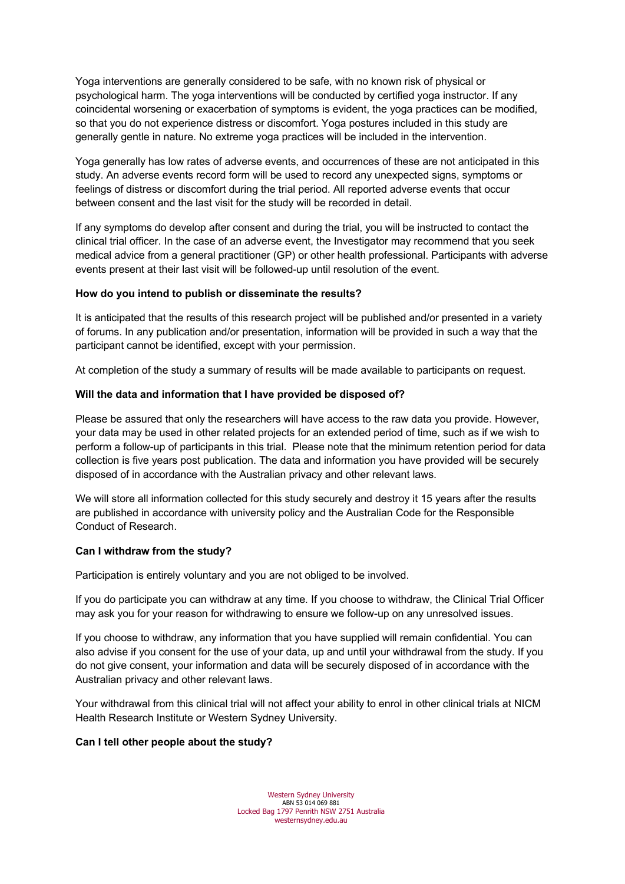Yoga interventions are generally considered to be safe, with no known risk of physical or psychological harm. The yoga interventions will be conducted by certified yoga instructor. If any coincidental worsening or exacerbation of symptoms is evident, the yoga practices can be modified, so that you do not experience distress or discomfort. Yoga postures included in this study are generally gentle in nature. No extreme yoga practices will be included in the intervention.

Yoga generally has low rates of adverse events, and occurrences of these are not anticipated in this study. An adverse events record form will be used to record any unexpected signs, symptoms or feelings of distress or discomfort during the trial period. All reported adverse events that occur between consent and the last visit for the study will be recorded in detail.

If any symptoms do develop after consent and during the trial, you will be instructed to contact the clinical trial officer. In the case of an adverse event, the Investigator may recommend that you seek medical advice from a general practitioner (GP) or other health professional. Participants with adverse events present at their last visit will be followed-up until resolution of the event.

**How do you intend to publish or disseminate the results?**

It is anticipated that the results of this research project will be published and/or presented in a variety of forums. In any publication and/or presentation, information will be provided in such a way that the participant cannot be identified, except with your permission.

At completion of the study a summary of results will be made available to participants on request.

**Will the data and information that I have provided be disposed of?**

Please be assured that only the researchers will have access to the raw data you provide. However, your data may be used in other related projects for an extended period of time, such as if we wish to perform a follow-up of participants in this trial. Please note that the minimum retention period for data collection is five years post publication. The data and information you have provided will be securely disposed of in accordance with the Australian privacy and other relevant laws.

We will store all information collected for this study securely and destroy it 15 years after the results are published in accordance with university policy and the Australian Code for the Responsible Conduct of Research.

**Can I withdraw from the study?**

Participation is entirely voluntary and you are not obliged to be involved.

If you do participate you can withdraw at any time. If you choose to withdraw, the Clinical Trial Officer may ask you for your reason for withdrawing to ensure we follow-up on any unresolved issues.

If you choose to withdraw, any information that you have supplied will remain confidential. You can also advise if you consent for the use of your data, up and until your withdrawal from the study. If you do not give consent, your information and data will be securely disposed of in accordance with the Australian privacy and other relevant laws.

Your withdrawal from this clinical trial will not affect your ability to enrol in other clinical trials at NICM Health Research Institute or Western Sydney University.

**Can I tell other people about the study?**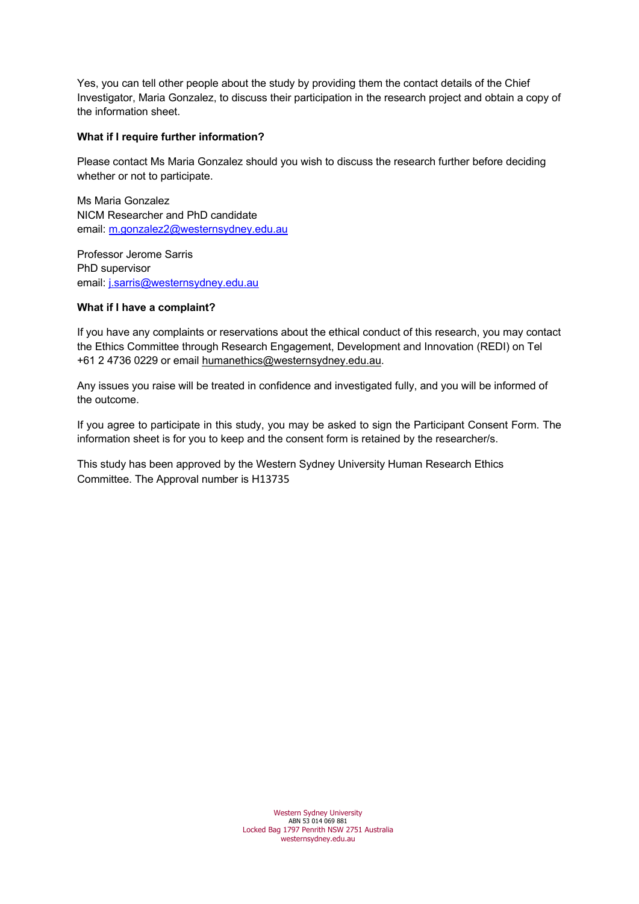Yes, you can tell other people about the study by providing them the contact details of the Chief Investigator, Maria Gonzalez, to discuss their participation in the research project and obtain a copy of the information sheet.

**What if I require further information?**

Please contact Ms Maria Gonzalez should you wish to discuss the research further before deciding whether or not to participate.

Ms Maria Gonzalez
NICM Researcher and PhD candidate
email: m.gonzalez2@westernsydney.edu.au

Professor Jerome Sarris
PhD supervisor
email: j.sarris@westernsydney.edu.au

**What if I have a complaint?**

If you have any complaints or reservations about the ethical conduct of this research, you may contact the Ethics Committee through Research Engagement, Development and Innovation (REDI) on Tel +61 2 4736 0229 or email humanethics@westernsydney.edu.au.

Any issues you raise will be treated in confidence and investigated fully, and you will be informed of the outcome.

If you agree to participate in this study, you may be asked to sign the Participant Consent Form. The information sheet is for you to keep and the consent form is retained by the researcher/s.

This study has been approved by the Western Sydney University Human Research Ethics Committee. The Approval number is H13735